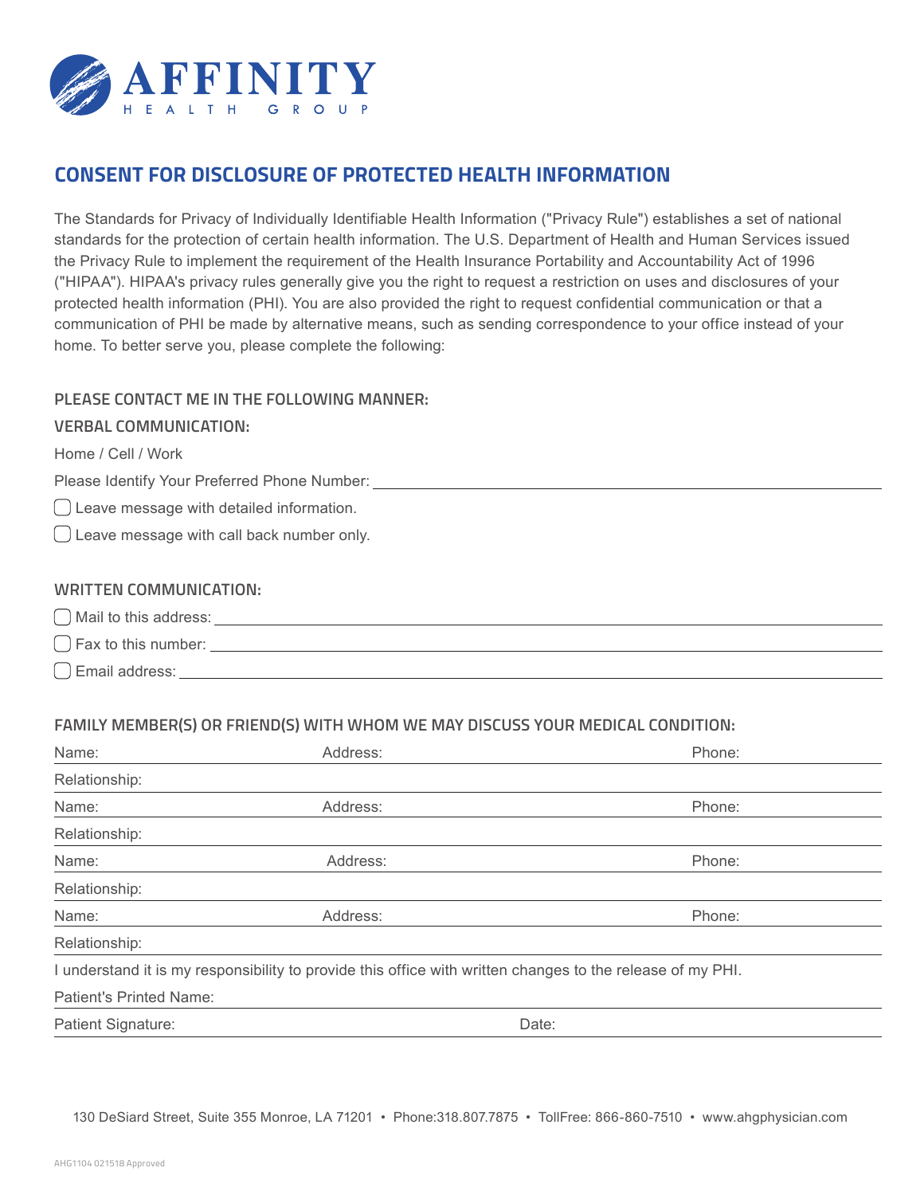# AFFINITY
HEALTH GROUP

## CONSENT FOR DISCLOSURE OF PROTECTED HEALTH INFORMATION

The Standards for Privacy of Individually Identifiable Health Information ("Privacy Rule") establishes a set of national standards for the protection of certain health information. The U.S. Department of Health and Human Services issued the Privacy Rule to implement the requirement of the Health Insurance Portability and Accountability Act of 1996 ("HIPAA"). HIPAA's privacy rules generally give you the right to request a restriction on uses and disclosures of your protected health information (PHI). You are also provided the right to request confidential communication or that a communication of PHI be made by alternative means, such as sending correspondence to your office instead of your home. To better serve you, please complete the following:

### PLEASE CONTACT ME IN THE FOLLOWING MANNER:

### VERBAL COMMUNICATION:

Home / Cell / Work

Please Identify Your Preferred Phone Number: ______________________________

- ☐ Leave message with detailed information.
- ☐ Leave message with call back number only.

### WRITTEN COMMUNICATION:

- ☐ Mail to this address: ______________________________
- ☐ Fax to this number: ______________________________
- ☐ Email address: ______________________________

### FAMILY MEMBER(S) OR FRIEND(S) WITH WHOM WE MAY DISCUSS YOUR MEDICAL CONDITION:

Name: __________ Address: __________ Phone: __________

Relationship: ______________________________

Name: __________ Address: __________ Phone: __________

Relationship: ______________________________

Name: __________ Address: __________ Phone: __________

Relationship: ______________________________

Name: __________ Address: __________ Phone: __________

Relationship: ______________________________

I understand it is my responsibility to provide this office with written changes to the release of my PHI.

Patient's Printed Name: ______________________________

Patient Signature: ______________________________ Date: __________

130 DeSiard Street, Suite 355 Monroe, LA 71201 • Phone:318.807.7875 • TollFree: 866-860-7510 • www.ahgphysician.com

AHG1104 021518 Approved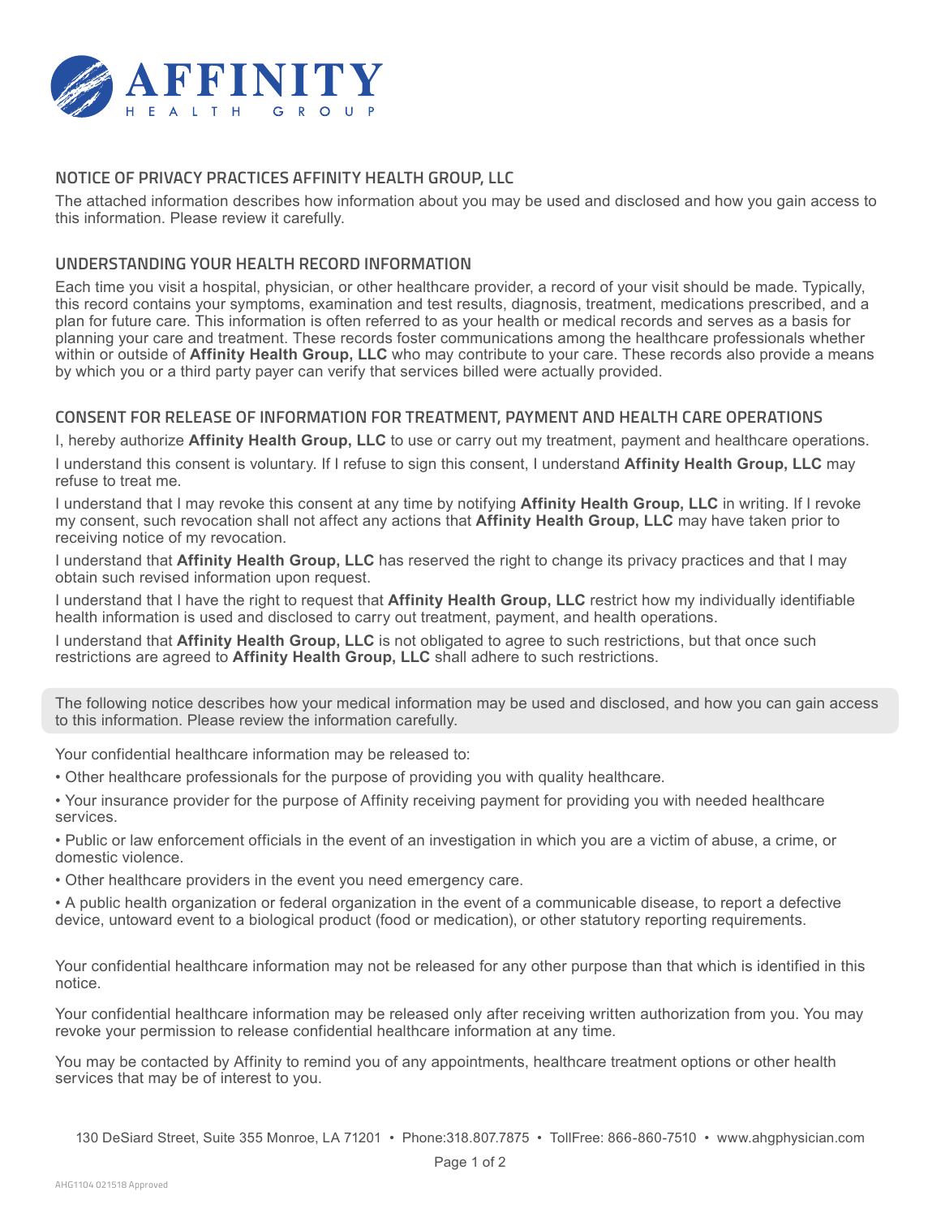# AFFINITY HEALTH GROUP

## NOTICE OF PRIVACY PRACTICES AFFINITY HEALTH GROUP, LLC

The attached information describes how information about you may be used and disclosed and how you gain access to this information. Please review it carefully.

## UNDERSTANDING YOUR HEALTH RECORD INFORMATION

Each time you visit a hospital, physician, or other healthcare provider, a record of your visit should be made. Typically, this record contains your symptoms, examination and test results, diagnosis, treatment, medications prescribed, and a plan for future care. This information is often referred to as your health or medical records and serves as a basis for planning your care and treatment. These records foster communications among the healthcare professionals whether within or outside of **Affinity Health Group, LLC** who may contribute to your care. These records also provide a means by which you or a third party payer can verify that services billed were actually provided.

## CONSENT FOR RELEASE OF INFORMATION FOR TREATMENT, PAYMENT AND HEALTH CARE OPERATIONS

I, hereby authorize **Affinity Health Group, LLC** to use or carry out my treatment, payment and healthcare operations.

I understand this consent is voluntary. If I refuse to sign this consent, I understand **Affinity Health Group, LLC** may refuse to treat me.

I understand that I may revoke this consent at any time by notifying **Affinity Health Group, LLC** in writing. If I revoke my consent, such revocation shall not affect any actions that **Affinity Health Group, LLC** may have taken prior to receiving notice of my revocation.

I understand that **Affinity Health Group, LLC** has reserved the right to change its privacy practices and that I may obtain such revised information upon request.

I understand that I have the right to request that **Affinity Health Group, LLC** restrict how my individually identifiable health information is used and disclosed to carry out treatment, payment, and health operations.

I understand that **Affinity Health Group, LLC** is not obligated to agree to such restrictions, but that once such restrictions are agreed to **Affinity Health Group, LLC** shall adhere to such restrictions.

The following notice describes how your medical information may be used and disclosed, and how you can gain access to this information. Please review the information carefully.

Your confidential healthcare information may be released to:

- Other healthcare professionals for the purpose of providing you with quality healthcare.
- Your insurance provider for the purpose of Affinity receiving payment for providing you with needed healthcare services.
- Public or law enforcement officials in the event of an investigation in which you are a victim of abuse, a crime, or domestic violence.
- Other healthcare providers in the event you need emergency care.
- A public health organization or federal organization in the event of a communicable disease, to report a defective device, untoward event to a biological product (food or medication), or other statutory reporting requirements.

Your confidential healthcare information may not be released for any other purpose than that which is identified in this notice.

Your confidential healthcare information may be released only after receiving written authorization from you. You may revoke your permission to release confidential healthcare information at any time.

You may be contacted by Affinity to remind you of any appointments, healthcare treatment options or other health services that may be of interest to you.

130 DeSiard Street, Suite 355 Monroe, LA 71201 • Phone:318.807.7875 • TollFree: 866-860-7510 • www.ahgphysician.com

AHG1104 021518 Approved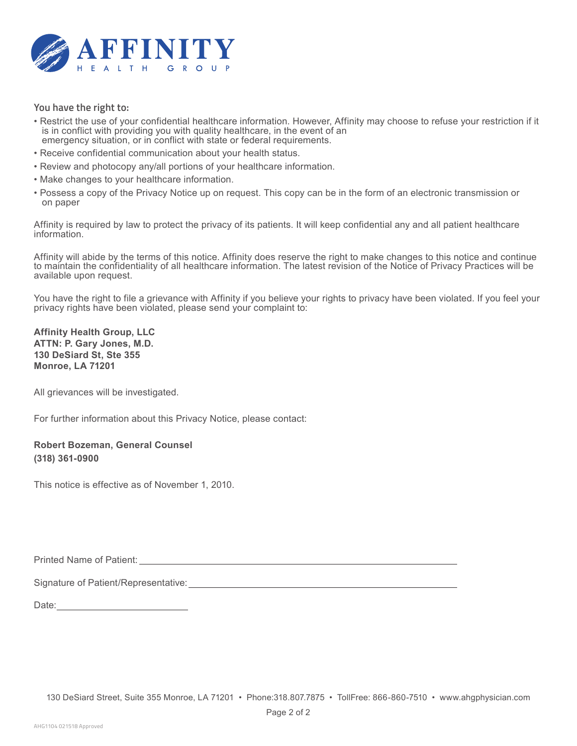**AFFINITY**
HEALTH GROUP

### You have the right to:

- Restrict the use of your confidential healthcare information. However, Affinity may choose to refuse your restriction if it is in conflict with providing you with quality healthcare, in the event of an emergency situation, or in conflict with state or federal requirements.
- Receive confidential communication about your health status.
- Review and photocopy any/all portions of your healthcare information.
- Make changes to your healthcare information.
- Possess a copy of the Privacy Notice up on request. This copy can be in the form of an electronic transmission or on paper

Affinity is required by law to protect the privacy of its patients. It will keep confidential any and all patient healthcare information.

Affinity will abide by the terms of this notice. Affinity does reserve the right to make changes to this notice and continue to maintain the confidentiality of all healthcare information. The latest revision of the Notice of Privacy Practices will be available upon request.

You have the right to file a grievance with Affinity if you believe your rights to privacy have been violated. If you feel your privacy rights have been violated, please send your complaint to:

**Affinity Health Group, LLC**
**ATTN: P. Gary Jones, M.D.**
**130 DeSiard St, Ste 355**
**Monroe, LA 71201**

All grievances will be investigated.

For further information about this Privacy Notice, please contact:

**Robert Bozeman, General Counsel**
**(318) 361-0900**

This notice is effective as of November 1, 2010.

Printed Name of Patient: ______________________________

Signature of Patient/Representative: ______________________________

Date: ______________

130 DeSiard Street, Suite 355 Monroe, LA 71201 • Phone:318.807.7875 • TollFree: 866-860-7510 • www.ahgphysician.com

AHG1104 021518 Approved